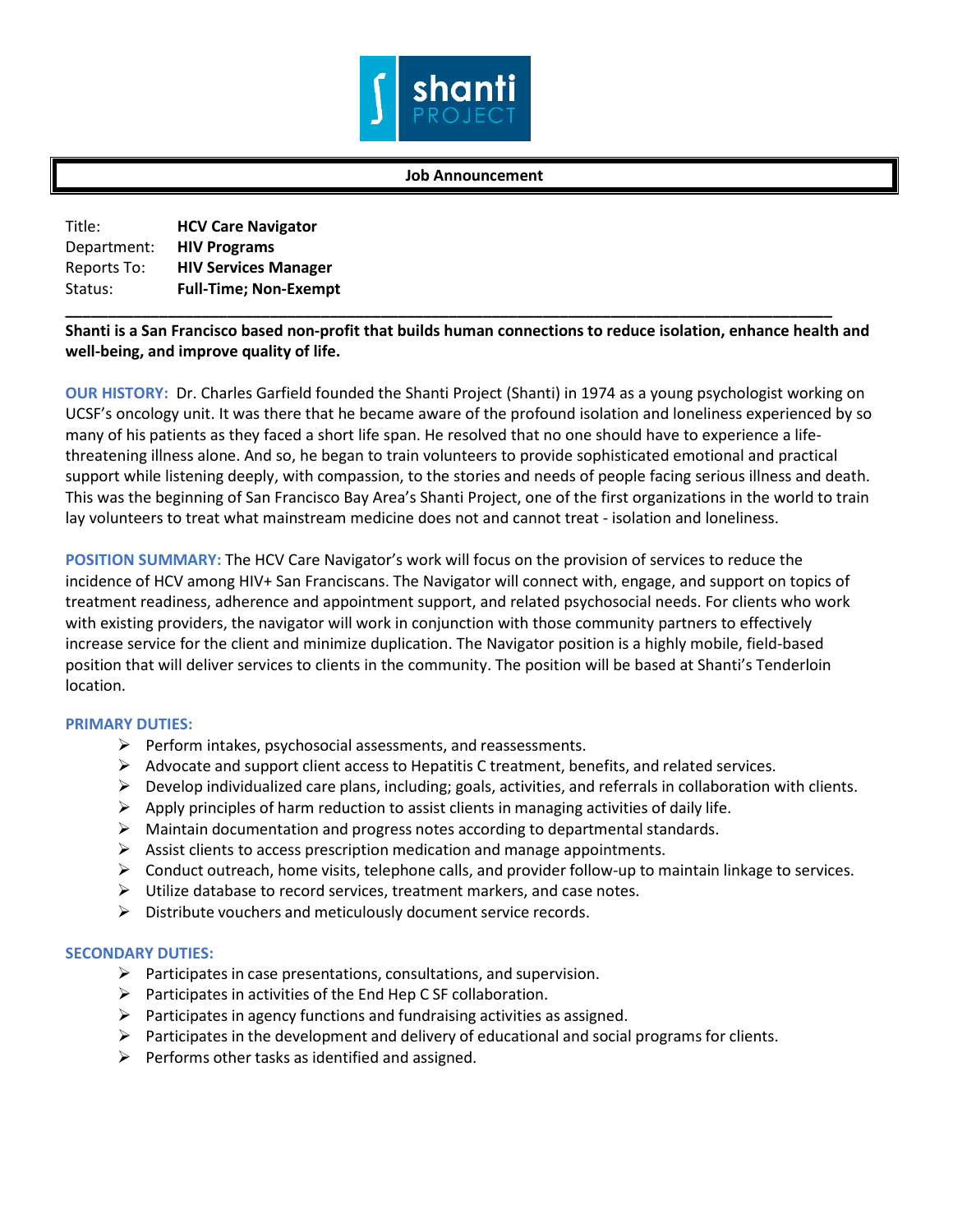shanti PROJECT

**Job Announcement**

| | |
|---|---|
| Title: | **HCV Care Navigator** |
| Department: | **HIV Programs** |
| Reports To: | **HIV Services Manager** |
| Status: | **Full-Time; Non-Exempt** |

---

**Shanti is a San Francisco based non-profit that builds human connections to reduce isolation, enhance health and well-being, and improve quality of life.**

**OUR HISTORY:** Dr. Charles Garfield founded the Shanti Project (Shanti) in 1974 as a young psychologist working on UCSF's oncology unit. It was there that he became aware of the profound isolation and loneliness experienced by so many of his patients as they faced a short life span. He resolved that no one should have to experience a life-threatening illness alone. And so, he began to train volunteers to provide sophisticated emotional and practical support while listening deeply, with compassion, to the stories and needs of people facing serious illness and death. This was the beginning of San Francisco Bay Area's Shanti Project, one of the first organizations in the world to train lay volunteers to treat what mainstream medicine does not and cannot treat - isolation and loneliness.

**POSITION SUMMARY:** The HCV Care Navigator's work will focus on the provision of services to reduce the incidence of HCV among HIV+ San Franciscans. The Navigator will connect with, engage, and support on topics of treatment readiness, adherence and appointment support, and related psychosocial needs. For clients who work with existing providers, the navigator will work in conjunction with those community partners to effectively increase service for the client and minimize duplication. The Navigator position is a highly mobile, field-based position that will deliver services to clients in the community. The position will be based at Shanti's Tenderloin location.

**PRIMARY DUTIES:**

- Perform intakes, psychosocial assessments, and reassessments.
- Advocate and support client access to Hepatitis C treatment, benefits, and related services.
- Develop individualized care plans, including; goals, activities, and referrals in collaboration with clients.
- Apply principles of harm reduction to assist clients in managing activities of daily life.
- Maintain documentation and progress notes according to departmental standards.
- Assist clients to access prescription medication and manage appointments.
- Conduct outreach, home visits, telephone calls, and provider follow-up to maintain linkage to services.
- Utilize database to record services, treatment markers, and case notes.
- Distribute vouchers and meticulously document service records.

**SECONDARY DUTIES:**

- Participates in case presentations, consultations, and supervision.
- Participates in activities of the End Hep C SF collaboration.
- Participates in agency functions and fundraising activities as assigned.
- Participates in the development and delivery of educational and social programs for clients.
- Performs other tasks as identified and assigned.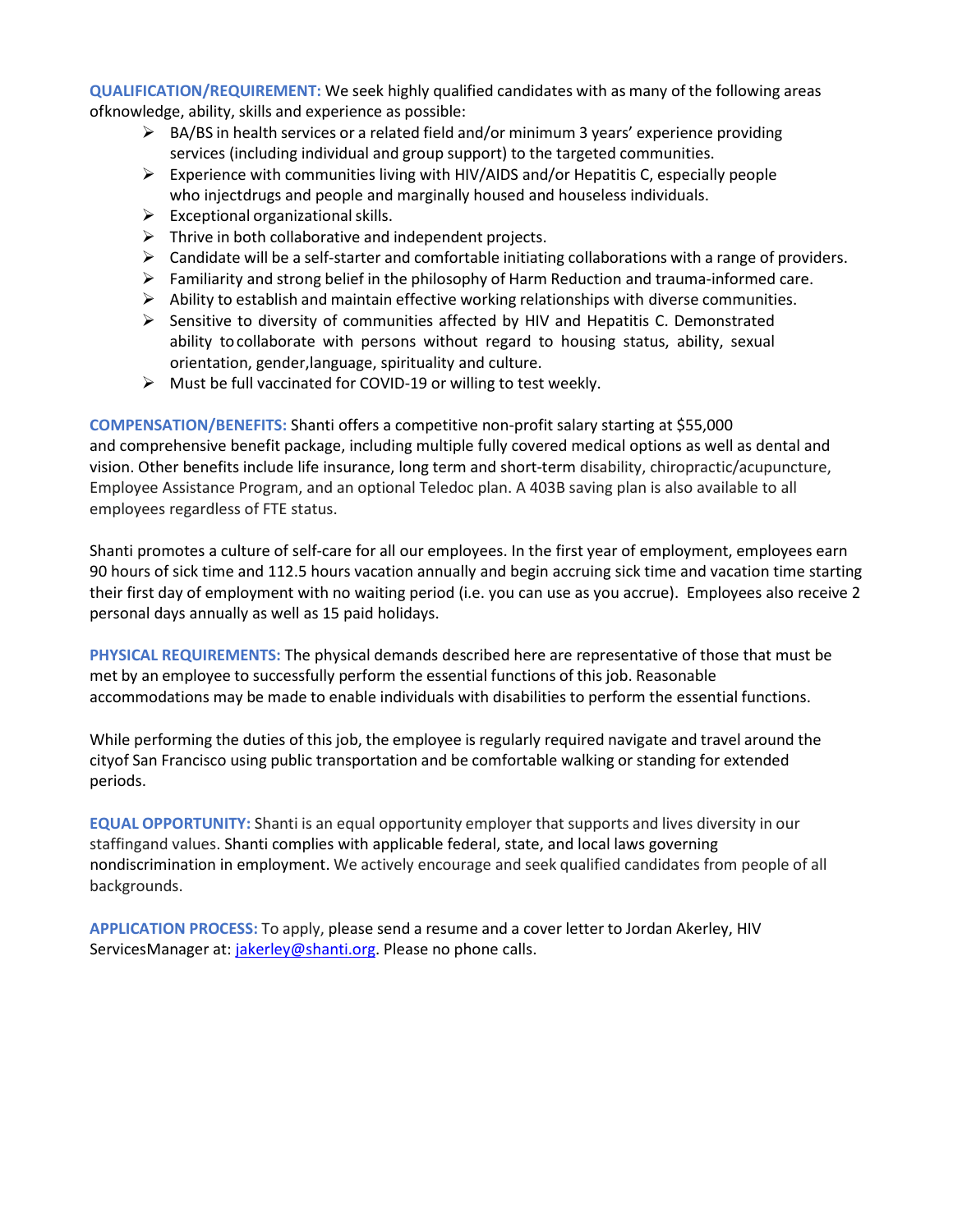**QUALIFICATION/REQUIREMENT:** We seek highly qualified candidates with as many of the following areas ofknowledge, ability, skills and experience as possible:

- BA/BS in health services or a related field and/or minimum 3 years' experience providing services (including individual and group support) to the targeted communities.
- Experience with communities living with HIV/AIDS and/or Hepatitis C, especially people who injectdrugs and people and marginally housed and houseless individuals.
- Exceptional organizational skills.
- Thrive in both collaborative and independent projects.
- Candidate will be a self-starter and comfortable initiating collaborations with a range of providers.
- Familiarity and strong belief in the philosophy of Harm Reduction and trauma-informed care.
- Ability to establish and maintain effective working relationships with diverse communities.
- Sensitive to diversity of communities affected by HIV and Hepatitis C. Demonstrated ability tocollaborate with persons without regard to housing status, ability, sexual orientation, gender,language, spirituality and culture.
- Must be full vaccinated for COVID-19 or willing to test weekly.

**COMPENSATION/BENEFITS:** Shanti offers a competitive non-profit salary starting at $55,000 and comprehensive benefit package, including multiple fully covered medical options as well as dental and vision. Other benefits include life insurance, long term and short-term disability, chiropractic/acupuncture, Employee Assistance Program, and an optional Teledoc plan. A 403B saving plan is also available to all employees regardless of FTE status.

Shanti promotes a culture of self-care for all our employees. In the first year of employment, employees earn 90 hours of sick time and 112.5 hours vacation annually and begin accruing sick time and vacation time starting their first day of employment with no waiting period (i.e. you can use as you accrue). Employees also receive 2 personal days annually as well as 15 paid holidays.

**PHYSICAL REQUIREMENTS:** The physical demands described here are representative of those that must be met by an employee to successfully perform the essential functions of this job. Reasonable accommodations may be made to enable individuals with disabilities to perform the essential functions.

While performing the duties of this job, the employee is regularly required navigate and travel around the cityof San Francisco using public transportation and be comfortable walking or standing for extended periods.

**EQUAL OPPORTUNITY:** Shanti is an equal opportunity employer that supports and lives diversity in our staffingand values. Shanti complies with applicable federal, state, and local laws governing nondiscrimination in employment. We actively encourage and seek qualified candidates from people of all backgrounds.

**APPLICATION PROCESS:** To apply, please send a resume and a cover letter to Jordan Akerley, HIV ServicesManager at: [jakerley@shanti.org](mailto:jakerley@shanti.org). Please no phone calls.